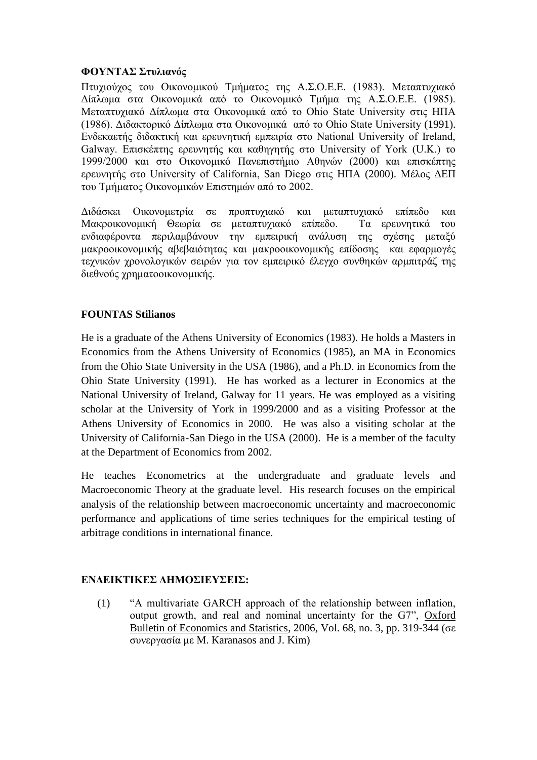**ΦΟΥΝΤΑΣ Στυλιανός**

Πτυχιούχος του Οικονομικού Τμήματος της Α.Σ.Ο.Ε.Ε. (1983). Μεταπτυχιακό Δίπλωμα στα Οικονομικά από το Οικονομικό Τμήμα της Α.Σ.Ο.Ε.Ε. (1985). Μεταπτυχιακό Δίπλωμα στα Οικονομικά από το Ohio State University στις ΗΠΑ (1986). Διδακτορικό Δίπλωμα στα Οικονομικά από το Ohio State University (1991). Ενδεκαετής διδακτική και ερευνητική εμπειρία στο National University of Ireland, Galway. Επισκέπτης ερευνητής και καθηγητής στο University of York (U.K.) το 1999/2000 και στο Οικονομικό Πανεπιστήμιο Αθηνών (2000) και επισκέπτης ερευνητής στο University of California, San Diego στις ΗΠΑ (2000). Μέλος ΔΕΠ του Τμήματος Οικονομικών Επιστημών από το 2002.

Διδάσκει Οικονομετρία σε προπτυχιακό και μεταπτυχιακό επίπεδο και Μακροικονομική Θεωρία σε μεταπτυχιακό επίπεδο. Τα ερευνητικά του ενδιαφέροντα περιλαμβάνουν την εμπειρική ανάλυση της σχέσης μεταξύ μακροοικονομικής αβεβαιότητας και μακροοικονομικής επίδοσης και εφαρμογές τεχνικών χρονολογικών σειρών για τον εμπειρικό έλεγχο συνθηκών αρμπιτράζ της διεθνούς χρηματοοικονομικής.

**FOUNTAS Stilianos**

He is a graduate of the Athens University of Economics (1983). He holds a Masters in Economics from the Athens University of Economics (1985), an MA in Economics from the Ohio State University in the USA (1986), and a Ph.D. in Economics from the Ohio State University (1991). He has worked as a lecturer in Economics at the National University of Ireland, Galway for 11 years. He was employed as a visiting scholar at the University of York in 1999/2000 and as a visiting Professor at the Athens University of Economics in 2000. He was also a visiting scholar at the University of California-San Diego in the USA (2000). He is a member of the faculty at the Department of Economics from 2002.

He teaches Econometrics at the undergraduate and graduate levels and Macroeconomic Theory at the graduate level. His research focuses on the empirical analysis of the relationship between macroeconomic uncertainty and macroeconomic performance and applications of time series techniques for the empirical testing of arbitrage conditions in international finance.

**ΕΝΔΕΙΚΤΙΚΕΣ ΔΗΜΟΣΙΕΥΣΕΙΣ:**

(1) "A multivariate GARCH approach of the relationship between inflation, output growth, and real and nominal uncertainty for the G7", Oxford Bulletin of Economics and Statistics, 2006, Vol. 68, no. 3, pp. 319-344 (σε συνεργασία με M. Karanasos and J. Kim)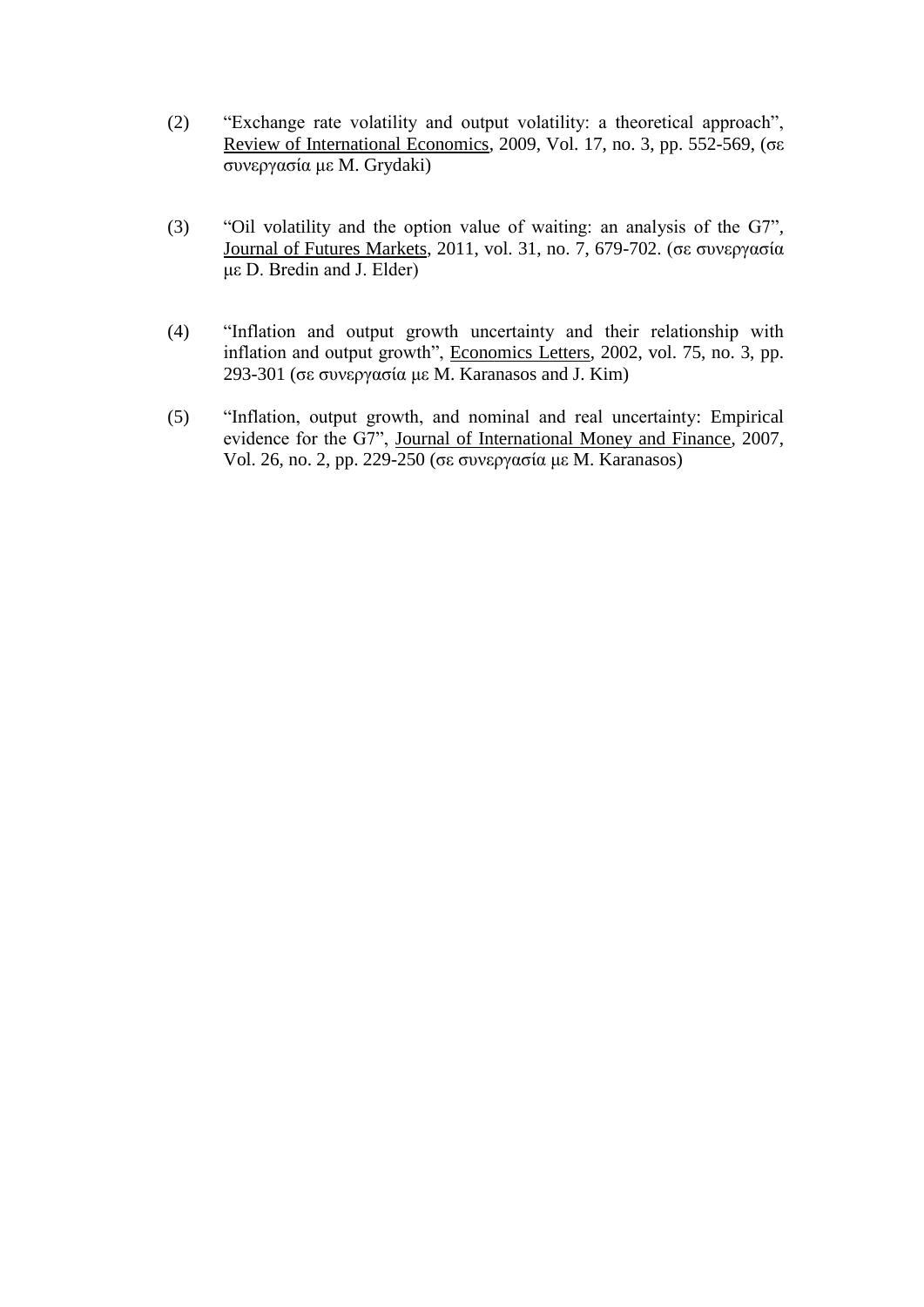(2) "Exchange rate volatility and output volatility: a theoretical approach", Review of International Economics, 2009, Vol. 17, no. 3, pp. 552-569, (σε συνεργασία με M. Grydaki)

(3) "Oil volatility and the option value of waiting: an analysis of the G7", Journal of Futures Markets, 2011, vol. 31, no. 7, 679-702. (σε συνεργασία με D. Bredin and J. Elder)

(4) "Inflation and output growth uncertainty and their relationship with inflation and output growth", Economics Letters, 2002, vol. 75, no. 3, pp. 293-301 (σε συνεργασία με M. Karanasos and J. Kim)

(5) "Inflation, output growth, and nominal and real uncertainty: Empirical evidence for the G7", Journal of International Money and Finance, 2007, Vol. 26, no. 2, pp. 229-250 (σε συνεργασία με M. Karanasos)